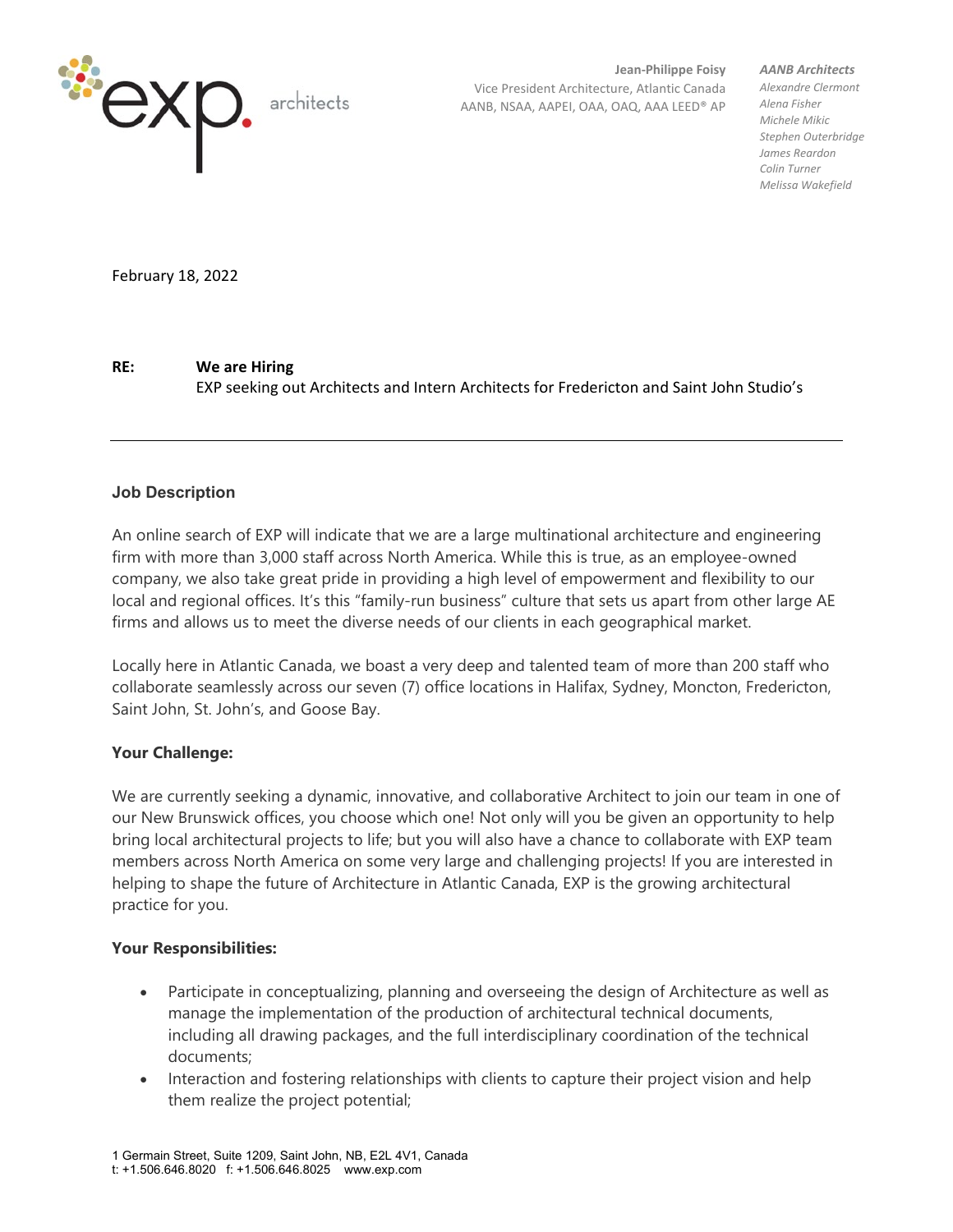exp. architects

**Jean-Philippe Foisy**
Vice President Architecture, Atlantic Canada
AANB, NSAA, AAPEI, OAA, OAQ, AAA LEED® AP

***AANB Architects***
*Alexandre Clermont*
*Alena Fisher*
*Michele Mikic*
*Stephen Outerbridge*
*James Reardon*
*Colin Turner*
*Melissa Wakefield*

February 18, 2022

**RE:** **We are Hiring**
EXP seeking out Architects and Intern Architects for Fredericton and Saint John Studio's

---

## Job Description

An online search of EXP will indicate that we are a large multinational architecture and engineering firm with more than 3,000 staff across North America. While this is true, as an employee-owned company, we also take great pride in providing a high level of empowerment and flexibility to our local and regional offices. It's this "family-run business" culture that sets us apart from other large AE firms and allows us to meet the diverse needs of our clients in each geographical market.

Locally here in Atlantic Canada, we boast a very deep and talented team of more than 200 staff who collaborate seamlessly across our seven (7) office locations in Halifax, Sydney, Moncton, Fredericton, Saint John, St. John's, and Goose Bay.

**Your Challenge:**

We are currently seeking a dynamic, innovative, and collaborative Architect to join our team in one of our New Brunswick offices, you choose which one! Not only will you be given an opportunity to help bring local architectural projects to life; but you will also have a chance to collaborate with EXP team members across North America on some very large and challenging projects! If you are interested in helping to shape the future of Architecture in Atlantic Canada, EXP is the growing architectural practice for you.

**Your Responsibilities:**

- Participate in conceptualizing, planning and overseeing the design of Architecture as well as manage the implementation of the production of architectural technical documents, including all drawing packages, and the full interdisciplinary coordination of the technical documents;
- Interaction and fostering relationships with clients to capture their project vision and help them realize the project potential;

1 Germain Street, Suite 1209, Saint John, NB, E2L 4V1, Canada
t: +1.506.646.8020 f: +1.506.646.8025 www.exp.com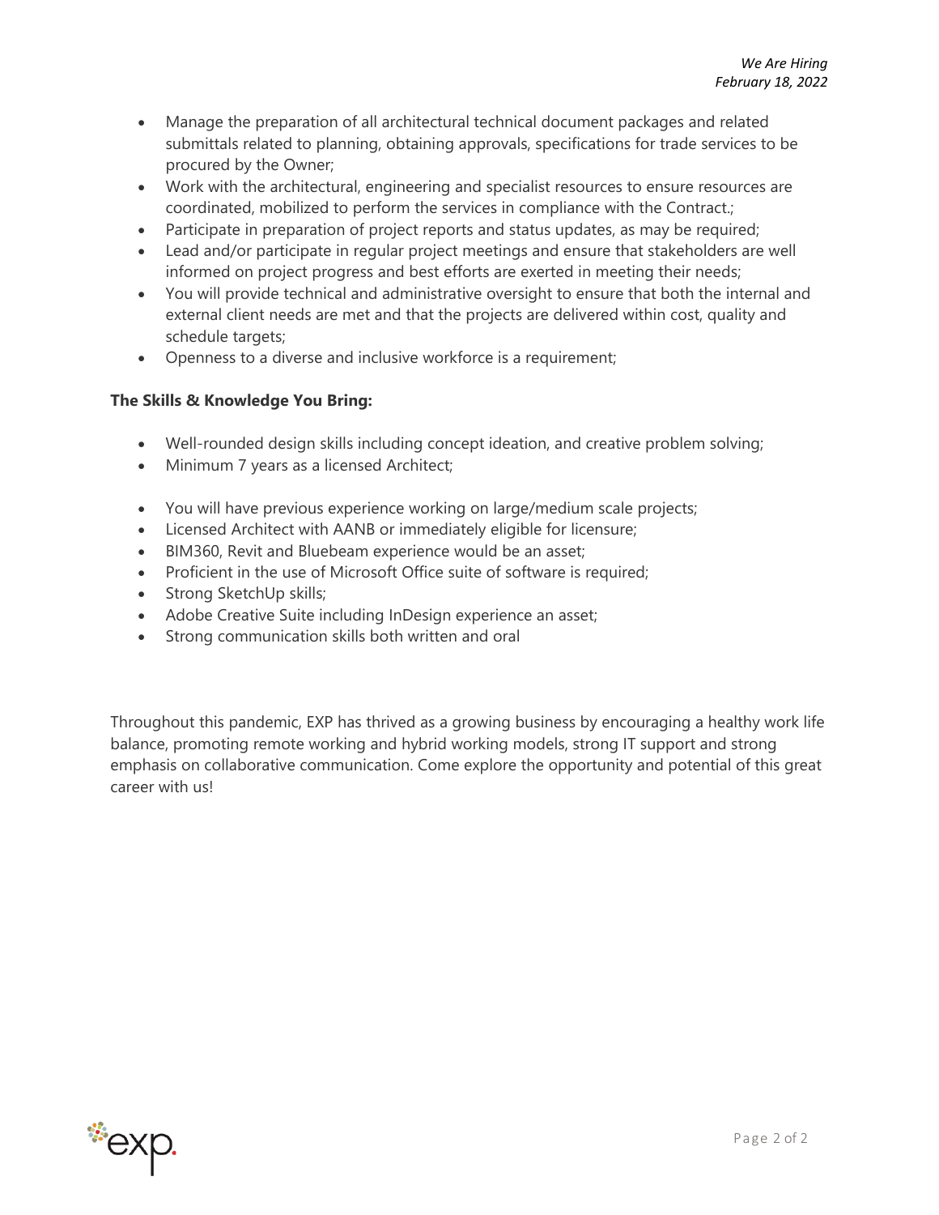- Manage the preparation of all architectural technical document packages and related submittals related to planning, obtaining approvals, specifications for trade services to be procured by the Owner;
- Work with the architectural, engineering and specialist resources to ensure resources are coordinated, mobilized to perform the services in compliance with the Contract.;
- Participate in preparation of project reports and status updates, as may be required;
- Lead and/or participate in regular project meetings and ensure that stakeholders are well informed on project progress and best efforts are exerted in meeting their needs;
- You will provide technical and administrative oversight to ensure that both the internal and external client needs are met and that the projects are delivered within cost, quality and schedule targets;
- Openness to a diverse and inclusive workforce is a requirement;

**The Skills & Knowledge You Bring:**

- Well-rounded design skills including concept ideation, and creative problem solving;
- Minimum 7 years as a licensed Architect;
- You will have previous experience working on large/medium scale projects;
- Licensed Architect with AANB or immediately eligible for licensure;
- BIM360, Revit and Bluebeam experience would be an asset;
- Proficient in the use of Microsoft Office suite of software is required;
- Strong SketchUp skills;
- Adobe Creative Suite including InDesign experience an asset;
- Strong communication skills both written and oral

Throughout this pandemic, EXP has thrived as a growing business by encouraging a healthy work life balance, promoting remote working and hybrid working models, strong IT support and strong emphasis on collaborative communication. Come explore the opportunity and potential of this great career with us!